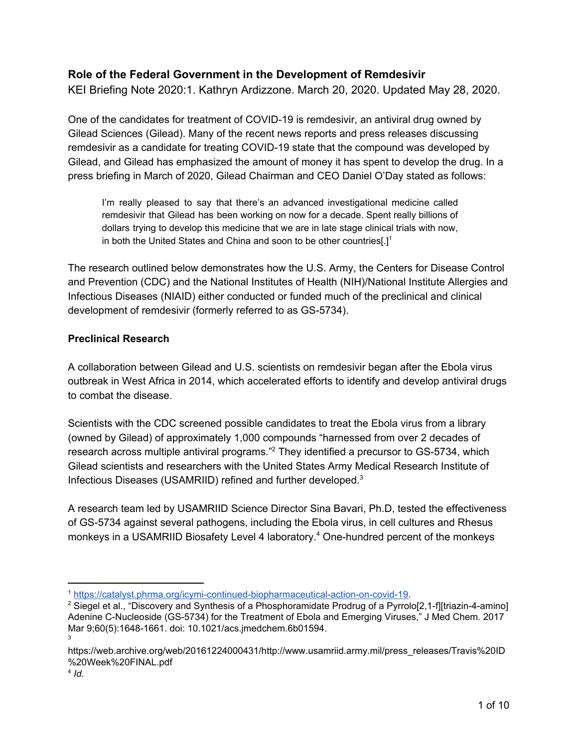## Role of the Federal Government in the Development of Remdesivir

KEI Briefing Note 2020:1. Kathryn Ardizzone. March 20, 2020. Updated May 28, 2020.

One of the candidates for treatment of COVID-19 is remdesivir, an antiviral drug owned by Gilead Sciences (Gilead). Many of the recent news reports and press releases discussing remdesivir as a candidate for treating COVID-19 state that the compound was developed by Gilead, and Gilead has emphasized the amount of money it has spent to develop the drug. In a press briefing in March of 2020, Gilead Chairman and CEO Daniel O'Day stated as follows:

> I'm really pleased to say that there's an advanced investigational medicine called remdesivir that Gilead has been working on now for a decade. Spent really billions of dollars trying to develop this medicine that we are in late stage clinical trials with now, in both the United States and China and soon to be other countries[.][1]

The research outlined below demonstrates how the U.S. Army, the Centers for Disease Control and Prevention (CDC) and the National Institutes of Health (NIH)/National Institute Allergies and Infectious Diseases (NIAID) either conducted or funded much of the preclinical and clinical development of remdesivir (formerly referred to as GS-5734).

### Preclinical Research

A collaboration between Gilead and U.S. scientists on remdesivir began after the Ebola virus outbreak in West Africa in 2014, which accelerated efforts to identify and develop antiviral drugs to combat the disease.

Scientists with the CDC screened possible candidates to treat the Ebola virus from a library (owned by Gilead) of approximately 1,000 compounds "harnessed from over 2 decades of research across multiple antiviral programs."[2] They identified a precursor to GS-5734, which Gilead scientists and researchers with the United States Army Medical Research Institute of Infectious Diseases (USAMRIID) refined and further developed.[3]

A research team led by USAMRIID Science Director Sina Bavari, Ph.D, tested the effectiveness of GS-5734 against several pathogens, including the Ebola virus, in cell cultures and Rhesus monkeys in a USAMRIID Biosafety Level 4 laboratory.[4] One-hundred percent of the monkeys

---

[1] https://catalyst.phrma.org/icymi-continued-biopharmaceutical-action-on-covid-19.

[2] Siegel et al., "Discovery and Synthesis of a Phosphoramidate Prodrug of a Pyrrolo[2,1-f][triazin-4-amino] Adenine C-Nucleoside (GS-5734) for the Treatment of Ebola and Emerging Viruses," J Med Chem. 2017 Mar 9;60(5):1648-1661. doi: 10.1021/acs.jmedchem.6b01594.

[3] https://web.archive.org/web/20161224000431/http://www.usamriid.army.mil/press_releases/Travis%20ID%20Week%20FINAL.pdf

[4] *Id.*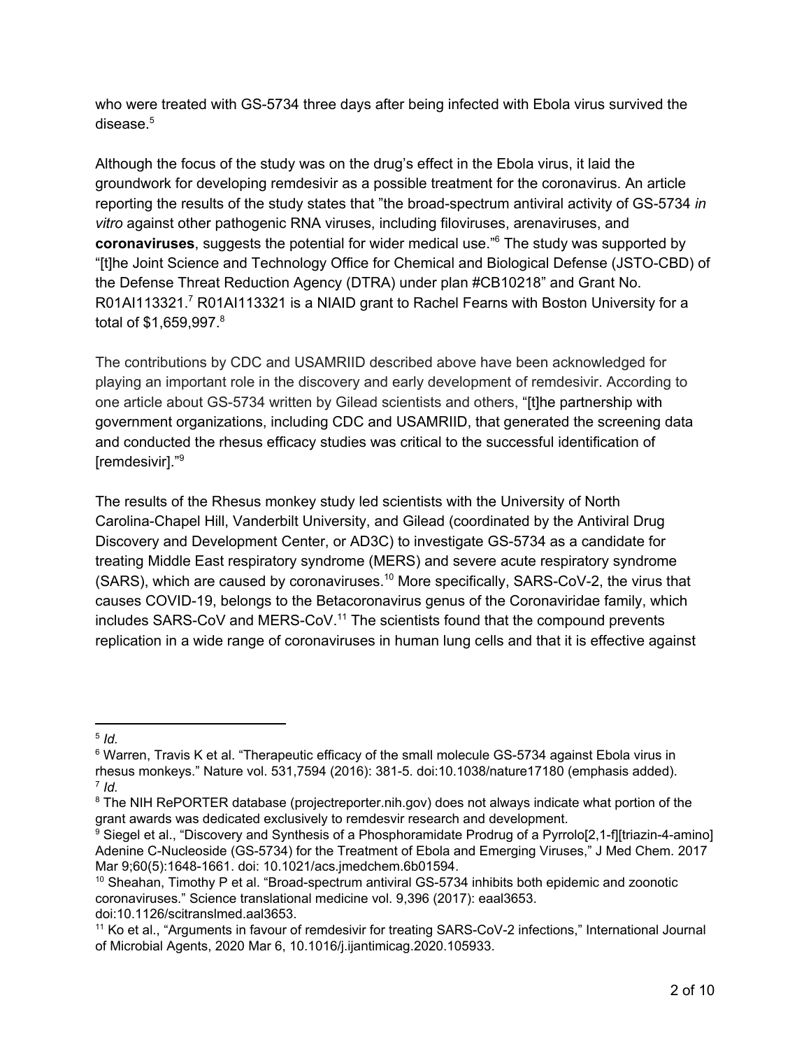who were treated with GS-5734 three days after being infected with Ebola virus survived the disease.[5]

Although the focus of the study was on the drug's effect in the Ebola virus, it laid the groundwork for developing remdesivir as a possible treatment for the coronavirus. An article reporting the results of the study states that "the broad-spectrum antiviral activity of GS-5734 *in vitro* against other pathogenic RNA viruses, including filoviruses, arenaviruses, and **coronaviruses**, suggests the potential for wider medical use."[6] The study was supported by "[t]he Joint Science and Technology Office for Chemical and Biological Defense (JSTO-CBD) of the Defense Threat Reduction Agency (DTRA) under plan #CB10218" and Grant No. R01AI113321.[7] R01AI113321 is a NIAID grant to Rachel Fearns with Boston University for a total of $1,659,997.[8]

The contributions by CDC and USAMRIID described above have been acknowledged for playing an important role in the discovery and early development of remdesivir. According to one article about GS-5734 written by Gilead scientists and others, "[t]he partnership with government organizations, including CDC and USAMRIID, that generated the screening data and conducted the rhesus efficacy studies was critical to the successful identification of [remdesivir]."[9]

The results of the Rhesus monkey study led scientists with the University of North Carolina-Chapel Hill, Vanderbilt University, and Gilead (coordinated by the Antiviral Drug Discovery and Development Center, or AD3C) to investigate GS-5734 as a candidate for treating Middle East respiratory syndrome (MERS) and severe acute respiratory syndrome (SARS), which are caused by coronaviruses.[10] More specifically, SARS-CoV-2, the virus that causes COVID-19, belongs to the Betacoronavirus genus of the Coronaviridae family, which includes SARS-CoV and MERS-CoV.[11] The scientists found that the compound prevents replication in a wide range of coronaviruses in human lung cells and that it is effective against

---

[5] *Id.*

[6] Warren, Travis K et al. "Therapeutic efficacy of the small molecule GS-5734 against Ebola virus in rhesus monkeys." Nature vol. 531,7594 (2016): 381-5. doi:10.1038/nature17180 (emphasis added).

[7] *Id.*

[8] The NIH RePORTER database (projectreporter.nih.gov) does not always indicate what portion of the grant awards was dedicated exclusively to remdesvir research and development.

[9] Siegel et al., "Discovery and Synthesis of a Phosphoramidate Prodrug of a Pyrrolo[2,1-f][triazin-4-amino] Adenine C-Nucleoside (GS-5734) for the Treatment of Ebola and Emerging Viruses," J Med Chem. 2017 Mar 9;60(5):1648-1661. doi: 10.1021/acs.jmedchem.6b01594.

[10] Sheahan, Timothy P et al. "Broad-spectrum antiviral GS-5734 inhibits both epidemic and zoonotic coronaviruses." Science translational medicine vol. 9,396 (2017): eaal3653. doi:10.1126/scitranslmed.aal3653.

[11] Ko et al., "Arguments in favour of remdesivir for treating SARS-CoV-2 infections," International Journal of Microbial Agents, 2020 Mar 6, 10.1016/j.ijantimicag.2020.105933.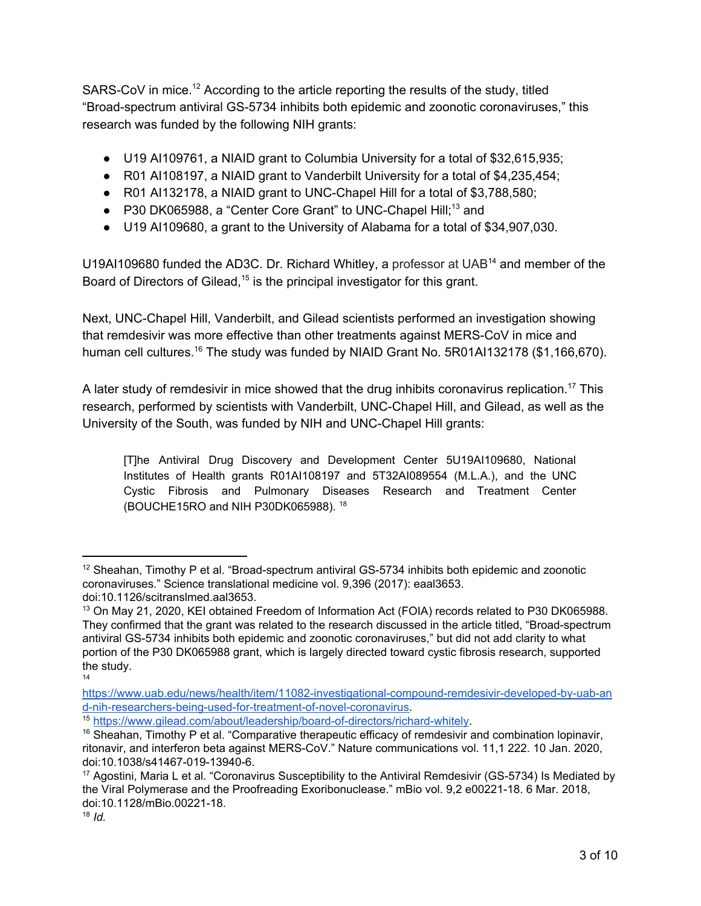SARS-CoV in mice.[12] According to the article reporting the results of the study, titled "Broad-spectrum antiviral GS-5734 inhibits both epidemic and zoonotic coronaviruses," this research was funded by the following NIH grants:

- U19 AI109761, a NIAID grant to Columbia University for a total of $32,615,935;
- R01 AI108197, a NIAID grant to Vanderbilt University for a total of $4,235,454;
- R01 AI132178, a NIAID grant to UNC-Chapel Hill for a total of $3,788,580;
- P30 DK065988, a "Center Core Grant" to UNC-Chapel Hill;[13] and
- U19 AI109680, a grant to the University of Alabama for a total of $34,907,030.

U19AI109680 funded the AD3C. Dr. Richard Whitley, a professor at UAB[14] and member of the Board of Directors of Gilead,[15] is the principal investigator for this grant.

Next, UNC-Chapel Hill, Vanderbilt, and Gilead scientists performed an investigation showing that remdesivir was more effective than other treatments against MERS-CoV in mice and human cell cultures.[16] The study was funded by NIAID Grant No. 5R01AI132178 ($1,166,670).

A later study of remdesivir in mice showed that the drug inhibits coronavirus replication.[17] This research, performed by scientists with Vanderbilt, UNC-Chapel Hill, and Gilead, as well as the University of the South, was funded by NIH and UNC-Chapel Hill grants:

> [T]he Antiviral Drug Discovery and Development Center 5U19AI109680, National Institutes of Health grants R01AI108197 and 5T32AI089554 (M.L.A.), and the UNC Cystic Fibrosis and Pulmonary Diseases Research and Treatment Center (BOUCHE15RO and NIH P30DK065988). [18]

---

[12] Sheahan, Timothy P et al. "Broad-spectrum antiviral GS-5734 inhibits both epidemic and zoonotic coronaviruses." Science translational medicine vol. 9,396 (2017): eaal3653. doi:10.1126/scitranslmed.aal3653.

[13] On May 21, 2020, KEI obtained Freedom of Information Act (FOIA) records related to P30 DK065988. They confirmed that the grant was related to the research discussed in the article titled, "Broad-spectrum antiviral GS-5734 inhibits both epidemic and zoonotic coronaviruses," but did not add clarity to what portion of the P30 DK065988 grant, which is largely directed toward cystic fibrosis research, supported the study.

[14] https://www.uab.edu/news/health/item/11082-investigational-compound-remdesivir-developed-by-uab-and-nih-researchers-being-used-for-treatment-of-novel-coronavirus.

[15] https://www.gilead.com/about/leadership/board-of-directors/richard-whitely.

[16] Sheahan, Timothy P et al. "Comparative therapeutic efficacy of remdesivir and combination lopinavir, ritonavir, and interferon beta against MERS-CoV." Nature communications vol. 11,1 222. 10 Jan. 2020, doi:10.1038/s41467-019-13940-6.

[17] Agostini, Maria L et al. "Coronavirus Susceptibility to the Antiviral Remdesivir (GS-5734) Is Mediated by the Viral Polymerase and the Proofreading Exoribonuclease." mBio vol. 9,2 e00221-18. 6 Mar. 2018, doi:10.1128/mBio.00221-18.

[18] *Id.*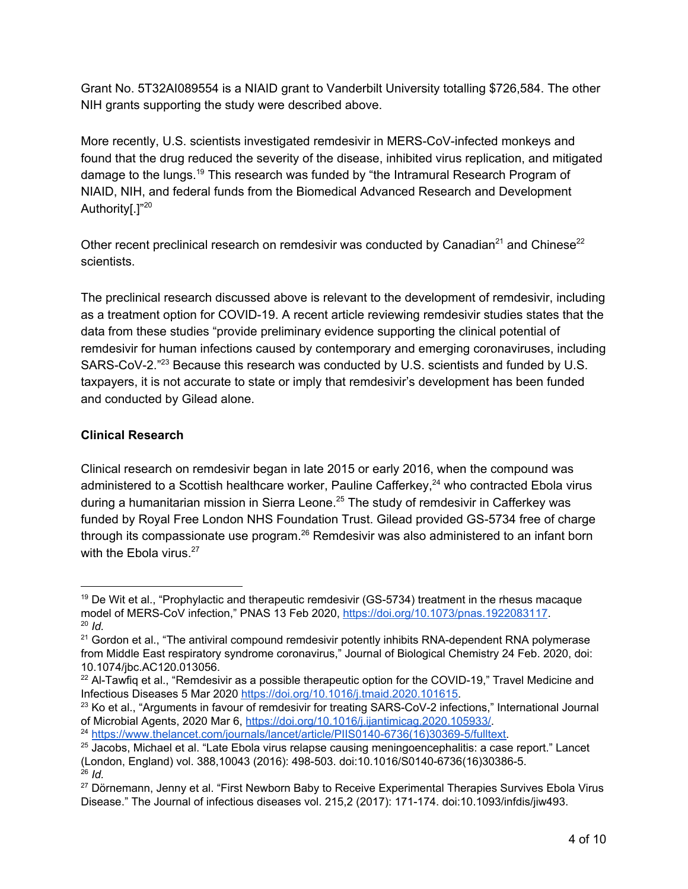Grant No. 5T32AI089554 is a NIAID grant to Vanderbilt University totalling $726,584. The other NIH grants supporting the study were described above.

More recently, U.S. scientists investigated remdesivir in MERS-CoV-infected monkeys and found that the drug reduced the severity of the disease, inhibited virus replication, and mitigated damage to the lungs.[19] This research was funded by "the Intramural Research Program of NIAID, NIH, and federal funds from the Biomedical Advanced Research and Development Authority[.]"[20]

Other recent preclinical research on remdesivir was conducted by Canadian[21] and Chinese[22] scientists.

The preclinical research discussed above is relevant to the development of remdesivir, including as a treatment option for COVID-19. A recent article reviewing remdesivir studies states that the data from these studies "provide preliminary evidence supporting the clinical potential of remdesivir for human infections caused by contemporary and emerging coronaviruses, including SARS-CoV-2."[23] Because this research was conducted by U.S. scientists and funded by U.S. taxpayers, it is not accurate to state or imply that remdesivir's development has been funded and conducted by Gilead alone.

**Clinical Research**

Clinical research on remdesivir began in late 2015 or early 2016, when the compound was administered to a Scottish healthcare worker, Pauline Cafferkey,[24] who contracted Ebola virus during a humanitarian mission in Sierra Leone.[25] The study of remdesivir in Cafferkey was funded by Royal Free London NHS Foundation Trust. Gilead provided GS-5734 free of charge through its compassionate use program.[26] Remdesivir was also administered to an infant born with the Ebola virus.[27]

---

[19] De Wit et al., "Prophylactic and therapeutic remdesivir (GS-5734) treatment in the rhesus macaque model of MERS-CoV infection," PNAS 13 Feb 2020, https://doi.org/10.1073/pnas.1922083117.

[20] *Id.*

[21] Gordon et al., "The antiviral compound remdesivir potently inhibits RNA-dependent RNA polymerase from Middle East respiratory syndrome coronavirus," Journal of Biological Chemistry 24 Feb. 2020, doi: 10.1074/jbc.AC120.013056.

[22] Al-Tawfiq et al., "Remdesivir as a possible therapeutic option for the COVID-19," Travel Medicine and Infectious Diseases 5 Mar 2020 https://doi.org/10.1016/j.tmaid.2020.101615.

[23] Ko et al., "Arguments in favour of remdesivir for treating SARS-CoV-2 infections," International Journal of Microbial Agents, 2020 Mar 6, https://doi.org/10.1016/j.ijantimicag.2020.105933/.

[24] https://www.thelancet.com/journals/lancet/article/PIIS0140-6736(16)30369-5/fulltext.

[25] Jacobs, Michael et al. "Late Ebola virus relapse causing meningoencephalitis: a case report." Lancet (London, England) vol. 388,10043 (2016): 498-503. doi:10.1016/S0140-6736(16)30386-5.

[26] *Id.*

[27] Dörnemann, Jenny et al. "First Newborn Baby to Receive Experimental Therapies Survives Ebola Virus Disease." The Journal of infectious diseases vol. 215,2 (2017): 171-174. doi:10.1093/infdis/jiw493.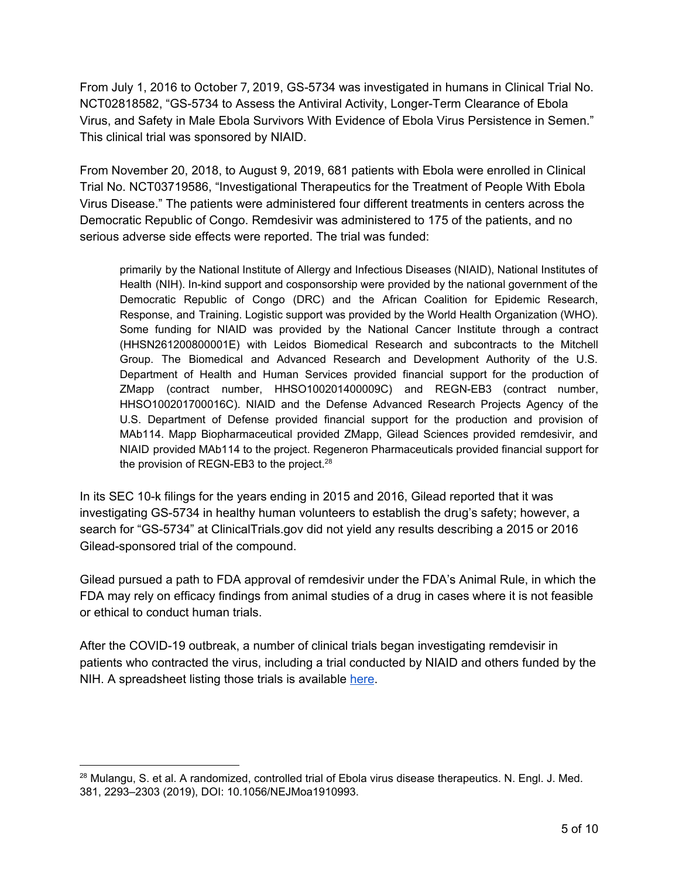From July 1, 2016 to October 7, 2019, GS-5734 was investigated in humans in Clinical Trial No. NCT02818582, "GS-5734 to Assess the Antiviral Activity, Longer-Term Clearance of Ebola Virus, and Safety in Male Ebola Survivors With Evidence of Ebola Virus Persistence in Semen." This clinical trial was sponsored by NIAID.

From November 20, 2018, to August 9, 2019, 681 patients with Ebola were enrolled in Clinical Trial No. NCT03719586, "Investigational Therapeutics for the Treatment of People With Ebola Virus Disease." The patients were administered four different treatments in centers across the Democratic Republic of Congo. Remdesivir was administered to 175 of the patients, and no serious adverse side effects were reported. The trial was funded:

> primarily by the National Institute of Allergy and Infectious Diseases (NIAID), National Institutes of Health (NIH). In-kind support and cosponsorship were provided by the national government of the Democratic Republic of Congo (DRC) and the African Coalition for Epidemic Research, Response, and Training. Logistic support was provided by the World Health Organization (WHO). Some funding for NIAID was provided by the National Cancer Institute through a contract (HHSN261200800001E) with Leidos Biomedical Research and subcontracts to the Mitchell Group. The Biomedical and Advanced Research and Development Authority of the U.S. Department of Health and Human Services provided financial support for the production of ZMapp (contract number, HHSO100201400009C) and REGN-EB3 (contract number, HHSO100201700016C). NIAID and the Defense Advanced Research Projects Agency of the U.S. Department of Defense provided financial support for the production and provision of MAb114. Mapp Biopharmaceutical provided ZMapp, Gilead Sciences provided remdesivir, and NIAID provided MAb114 to the project. Regeneron Pharmaceuticals provided financial support for the provision of REGN-EB3 to the project.[28]

In its SEC 10-k filings for the years ending in 2015 and 2016, Gilead reported that it was investigating GS-5734 in healthy human volunteers to establish the drug's safety; however, a search for "GS-5734" at ClinicalTrials.gov did not yield any results describing a 2015 or 2016 Gilead-sponsored trial of the compound.

Gilead pursued a path to FDA approval of remdesivir under the FDA's Animal Rule, in which the FDA may rely on efficacy findings from animal studies of a drug in cases where it is not feasible or ethical to conduct human trials.

After the COVID-19 outbreak, a number of clinical trials began investigating remdevisir in patients who contracted the virus, including a trial conducted by NIAID and others funded by the NIH. A spreadsheet listing those trials is available here.

---

[28] Mulangu, S. et al. A randomized, controlled trial of Ebola virus disease therapeutics. N. Engl. J. Med. 381, 2293–2303 (2019), DOI: 10.1056/NEJMoa1910993.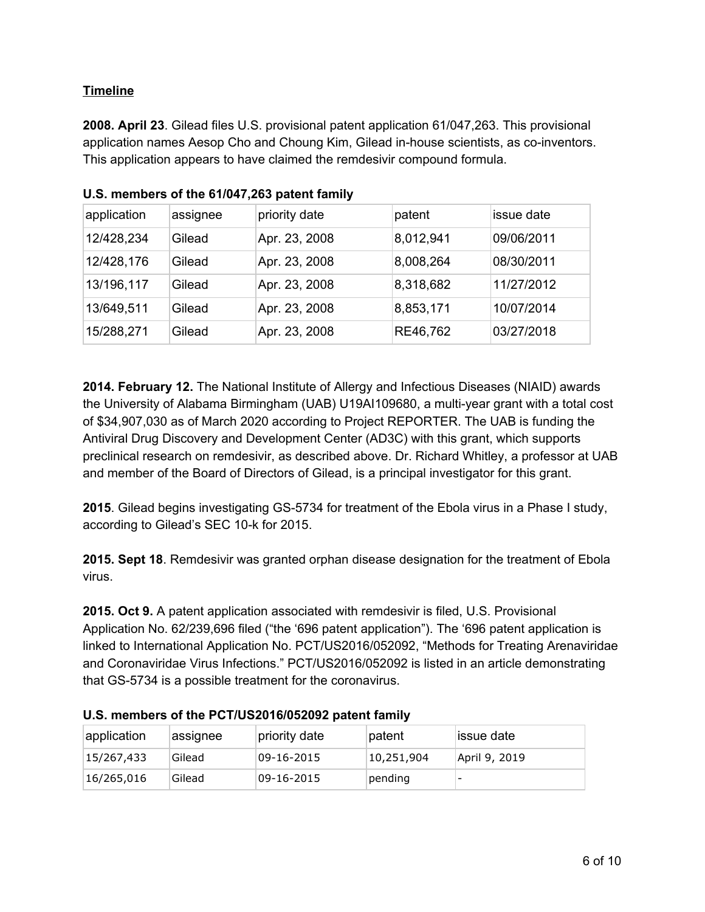**Timeline**

**2008. April 23**. Gilead files U.S. provisional patent application 61/047,263. This provisional application names Aesop Cho and Choung Kim, Gilead in-house scientists, as co-inventors. This application appears to have claimed the remdesivir compound formula.

**U.S. members of the 61/047,263 patent family**

| application | assignee | priority date | patent | issue date |
|---|---|---|---|---|
| 12/428,234 | Gilead | Apr. 23, 2008 | 8,012,941 | 09/06/2011 |
| 12/428,176 | Gilead | Apr. 23, 2008 | 8,008,264 | 08/30/2011 |
| 13/196,117 | Gilead | Apr. 23, 2008 | 8,318,682 | 11/27/2012 |
| 13/649,511 | Gilead | Apr. 23, 2008 | 8,853,171 | 10/07/2014 |
| 15/288,271 | Gilead | Apr. 23, 2008 | RE46,762 | 03/27/2018 |

**2014. February 12.** The National Institute of Allergy and Infectious Diseases (NIAID) awards the University of Alabama Birmingham (UAB) U19AI109680, a multi-year grant with a total cost of $34,907,030 as of March 2020 according to Project REPORTER. The UAB is funding the Antiviral Drug Discovery and Development Center (AD3C) with this grant, which supports preclinical research on remdesivir, as described above. Dr. Richard Whitley, a professor at UAB and member of the Board of Directors of Gilead, is a principal investigator for this grant.

**2015**. Gilead begins investigating GS-5734 for treatment of the Ebola virus in a Phase I study, according to Gilead's SEC 10-k for 2015.

**2015. Sept 18**. Remdesivir was granted orphan disease designation for the treatment of Ebola virus.

**2015. Oct 9.** A patent application associated with remdesivir is filed, U.S. Provisional Application No. 62/239,696 filed ("the '696 patent application"). The '696 patent application is linked to International Application No. PCT/US2016/052092, "Methods for Treating Arenaviridae and Coronaviridae Virus Infections." PCT/US2016/052092 is listed in an article demonstrating that GS-5734 is a possible treatment for the coronavirus.

**U.S. members of the PCT/US2016/052092 patent family**

| application | assignee | priority date | patent | issue date |
|---|---|---|---|---|
| 15/267,433 | Gilead | 09-16-2015 | 10,251,904 | April 9, 2019 |
| 16/265,016 | Gilead | 09-16-2015 | pending | - |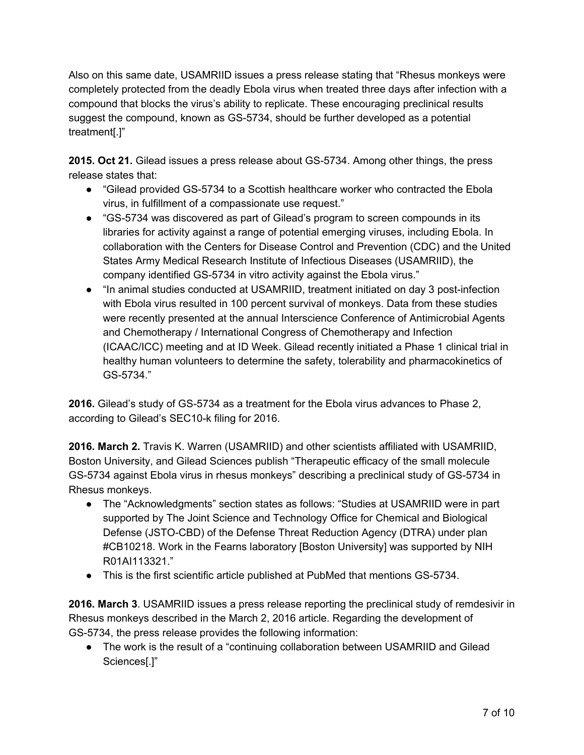Also on this same date, USAMRIID issues a press release stating that "Rhesus monkeys were completely protected from the deadly Ebola virus when treated three days after infection with a compound that blocks the virus's ability to replicate. These encouraging preclinical results suggest the compound, known as GS-5734, should be further developed as a potential treatment[.]"

**2015. Oct 21.** Gilead issues a press release about GS-5734. Among other things, the press release states that:

- "Gilead provided GS-5734 to a Scottish healthcare worker who contracted the Ebola virus, in fulfillment of a compassionate use request."
- "GS-5734 was discovered as part of Gilead's program to screen compounds in its libraries for activity against a range of potential emerging viruses, including Ebola. In collaboration with the Centers for Disease Control and Prevention (CDC) and the United States Army Medical Research Institute of Infectious Diseases (USAMRIID), the company identified GS-5734 in vitro activity against the Ebola virus."
- "In animal studies conducted at USAMRIID, treatment initiated on day 3 post-infection with Ebola virus resulted in 100 percent survival of monkeys. Data from these studies were recently presented at the annual Interscience Conference of Antimicrobial Agents and Chemotherapy / International Congress of Chemotherapy and Infection (ICAAC/ICC) meeting and at ID Week. Gilead recently initiated a Phase 1 clinical trial in healthy human volunteers to determine the safety, tolerability and pharmacokinetics of GS-5734."

**2016.** Gilead's study of GS-5734 as a treatment for the Ebola virus advances to Phase 2, according to Gilead's SEC10-k filing for 2016.

**2016. March 2.** Travis K. Warren (USAMRIID) and other scientists affiliated with USAMRIID, Boston University, and Gilead Sciences publish "Therapeutic efficacy of the small molecule GS-5734 against Ebola virus in rhesus monkeys" describing a preclinical study of GS-5734 in Rhesus monkeys.

- The "Acknowledgments" section states as follows: "Studies at USAMRIID were in part supported by The Joint Science and Technology Office for Chemical and Biological Defense (JSTO-CBD) of the Defense Threat Reduction Agency (DTRA) under plan #CB10218. Work in the Fearns laboratory [Boston University] was supported by NIH R01AI113321."
- This is the first scientific article published at PubMed that mentions GS-5734.

**2016. March 3**. USAMRIID issues a press release reporting the preclinical study of remdesivir in Rhesus monkeys described in the March 2, 2016 article. Regarding the development of GS-5734, the press release provides the following information:

- The work is the result of a "continuing collaboration between USAMRIID and Gilead Sciences[.]"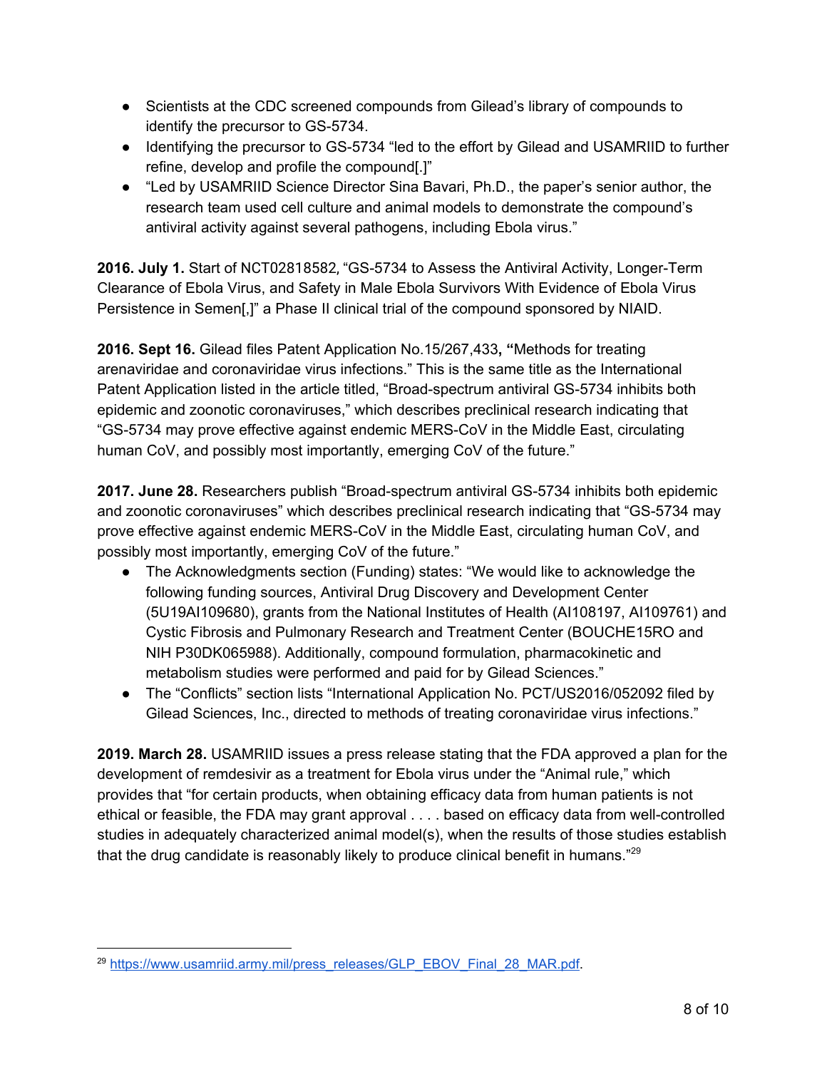- Scientists at the CDC screened compounds from Gilead's library of compounds to identify the precursor to GS-5734.
- Identifying the precursor to GS-5734 "led to the effort by Gilead and USAMRIID to further refine, develop and profile the compound[.]"
- "Led by USAMRIID Science Director Sina Bavari, Ph.D., the paper's senior author, the research team used cell culture and animal models to demonstrate the compound's antiviral activity against several pathogens, including Ebola virus."

**2016. July 1.** Start of NCT02818582, "GS-5734 to Assess the Antiviral Activity, Longer-Term Clearance of Ebola Virus, and Safety in Male Ebola Survivors With Evidence of Ebola Virus Persistence in Semen[,]" a Phase II clinical trial of the compound sponsored by NIAID.

**2016. Sept 16.** Gilead files Patent Application No.15/267,433**, "**Methods for treating arenaviridae and coronaviridae virus infections." This is the same title as the International Patent Application listed in the article titled, "Broad-spectrum antiviral GS-5734 inhibits both epidemic and zoonotic coronaviruses," which describes preclinical research indicating that "GS-5734 may prove effective against endemic MERS-CoV in the Middle East, circulating human CoV, and possibly most importantly, emerging CoV of the future."

**2017. June 28.** Researchers publish "Broad-spectrum antiviral GS-5734 inhibits both epidemic and zoonotic coronaviruses" which describes preclinical research indicating that "GS-5734 may prove effective against endemic MERS-CoV in the Middle East, circulating human CoV, and possibly most importantly, emerging CoV of the future."

- The Acknowledgments section (Funding) states: "We would like to acknowledge the following funding sources, Antiviral Drug Discovery and Development Center (5U19AI109680), grants from the National Institutes of Health (AI108197, AI109761) and Cystic Fibrosis and Pulmonary Research and Treatment Center (BOUCHE15RO and NIH P30DK065988). Additionally, compound formulation, pharmacokinetic and metabolism studies were performed and paid for by Gilead Sciences."
- The "Conflicts" section lists "International Application No. PCT/US2016/052092 filed by Gilead Sciences, Inc., directed to methods of treating coronaviridae virus infections."

**2019. March 28.** USAMRIID issues a press release stating that the FDA approved a plan for the development of remdesivir as a treatment for Ebola virus under the "Animal rule," which provides that "for certain products, when obtaining efficacy data from human patients is not ethical or feasible, the FDA may grant approval . . . . based on efficacy data from well-controlled studies in adequately characterized animal model(s), when the results of those studies establish that the drug candidate is reasonably likely to produce clinical benefit in humans."[29]

[29] https://www.usamriid.army.mil/press_releases/GLP_EBOV_Final_28_MAR.pdf.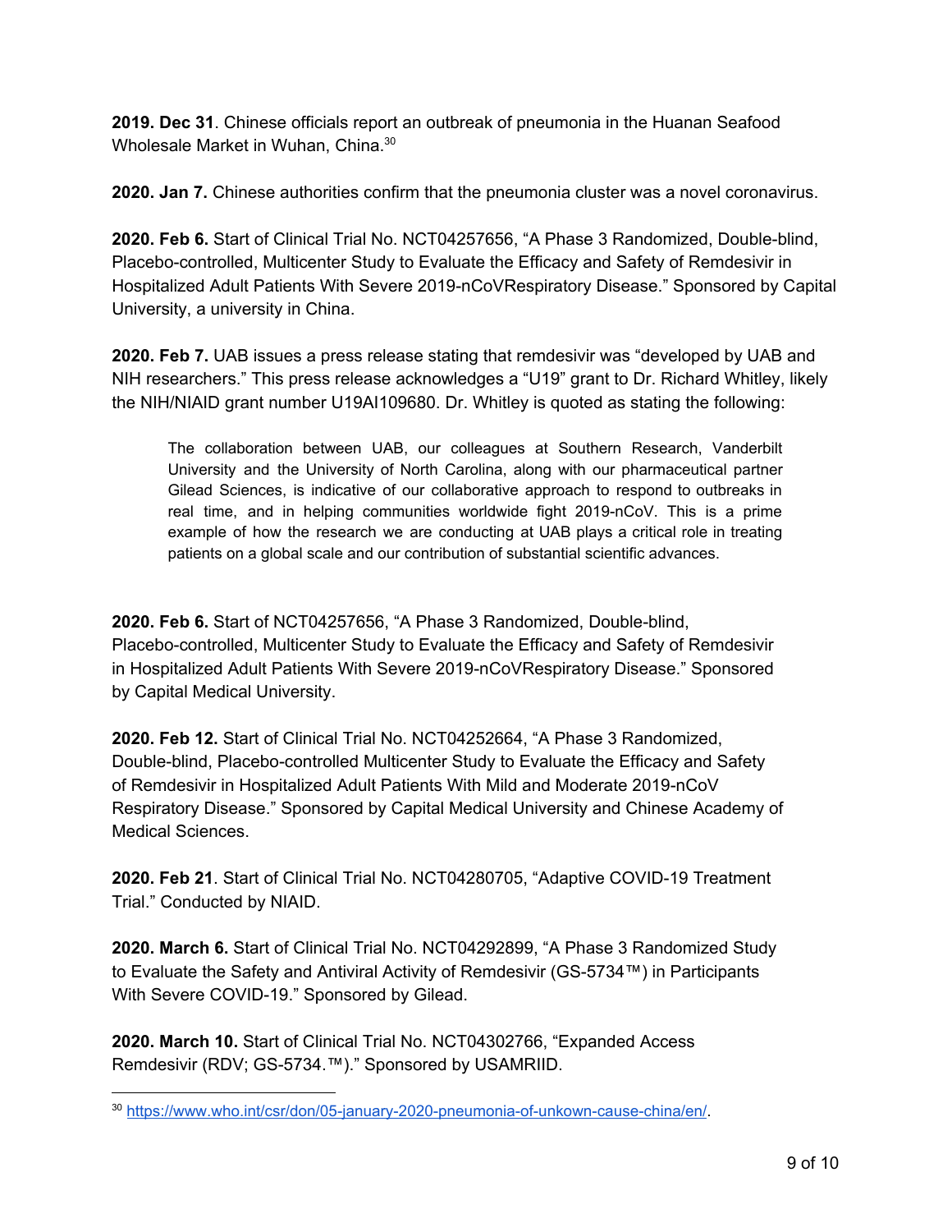**2019. Dec 31**. Chinese officials report an outbreak of pneumonia in the Huanan Seafood Wholesale Market in Wuhan, China.[30]

**2020. Jan 7.** Chinese authorities confirm that the pneumonia cluster was a novel coronavirus.

**2020. Feb 6.** Start of Clinical Trial No. NCT04257656, "A Phase 3 Randomized, Double-blind, Placebo-controlled, Multicenter Study to Evaluate the Efficacy and Safety of Remdesivir in Hospitalized Adult Patients With Severe 2019-nCoVRespiratory Disease." Sponsored by Capital University, a university in China.

**2020. Feb 7.** UAB issues a press release stating that remdesivir was "developed by UAB and NIH researchers." This press release acknowledges a "U19" grant to Dr. Richard Whitley, likely the NIH/NIAID grant number U19AI109680. Dr. Whitley is quoted as stating the following:

> The collaboration between UAB, our colleagues at Southern Research, Vanderbilt University and the University of North Carolina, along with our pharmaceutical partner Gilead Sciences, is indicative of our collaborative approach to respond to outbreaks in real time, and in helping communities worldwide fight 2019-nCoV. This is a prime example of how the research we are conducting at UAB plays a critical role in treating patients on a global scale and our contribution of substantial scientific advances.

**2020. Feb 6.** Start of NCT04257656, "A Phase 3 Randomized, Double-blind, Placebo-controlled, Multicenter Study to Evaluate the Efficacy and Safety of Remdesivir in Hospitalized Adult Patients With Severe 2019-nCoVRespiratory Disease." Sponsored by Capital Medical University.

**2020. Feb 12.** Start of Clinical Trial No. NCT04252664, "A Phase 3 Randomized, Double-blind, Placebo-controlled Multicenter Study to Evaluate the Efficacy and Safety of Remdesivir in Hospitalized Adult Patients With Mild and Moderate 2019-nCoV Respiratory Disease." Sponsored by Capital Medical University and Chinese Academy of Medical Sciences.

**2020. Feb 21**. Start of Clinical Trial No. NCT04280705, "Adaptive COVID-19 Treatment Trial." Conducted by NIAID.

**2020. March 6.** Start of Clinical Trial No. NCT04292899, "A Phase 3 Randomized Study to Evaluate the Safety and Antiviral Activity of Remdesivir (GS-5734™) in Participants With Severe COVID-19." Sponsored by Gilead.

**2020. March 10.** Start of Clinical Trial No. NCT04302766, "Expanded Access Remdesivir (RDV; GS-5734.™)." Sponsored by USAMRIID.

---

[30] https://www.who.int/csr/don/05-january-2020-pneumonia-of-unkown-cause-china/en/.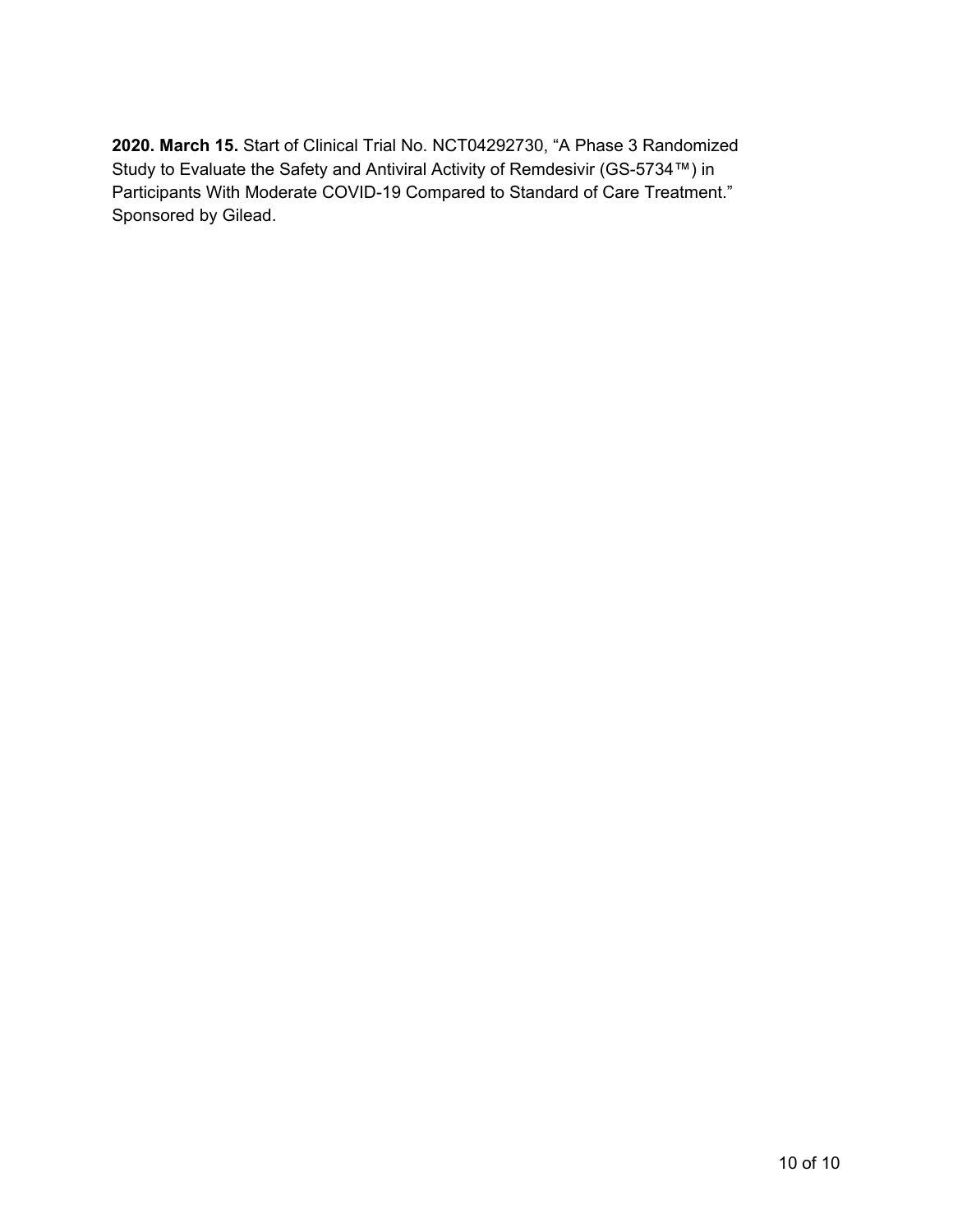**2020. March 15.** Start of Clinical Trial No. NCT04292730, "A Phase 3 Randomized Study to Evaluate the Safety and Antiviral Activity of Remdesivir (GS-5734™) in Participants With Moderate COVID-19 Compared to Standard of Care Treatment." Sponsored by Gilead.